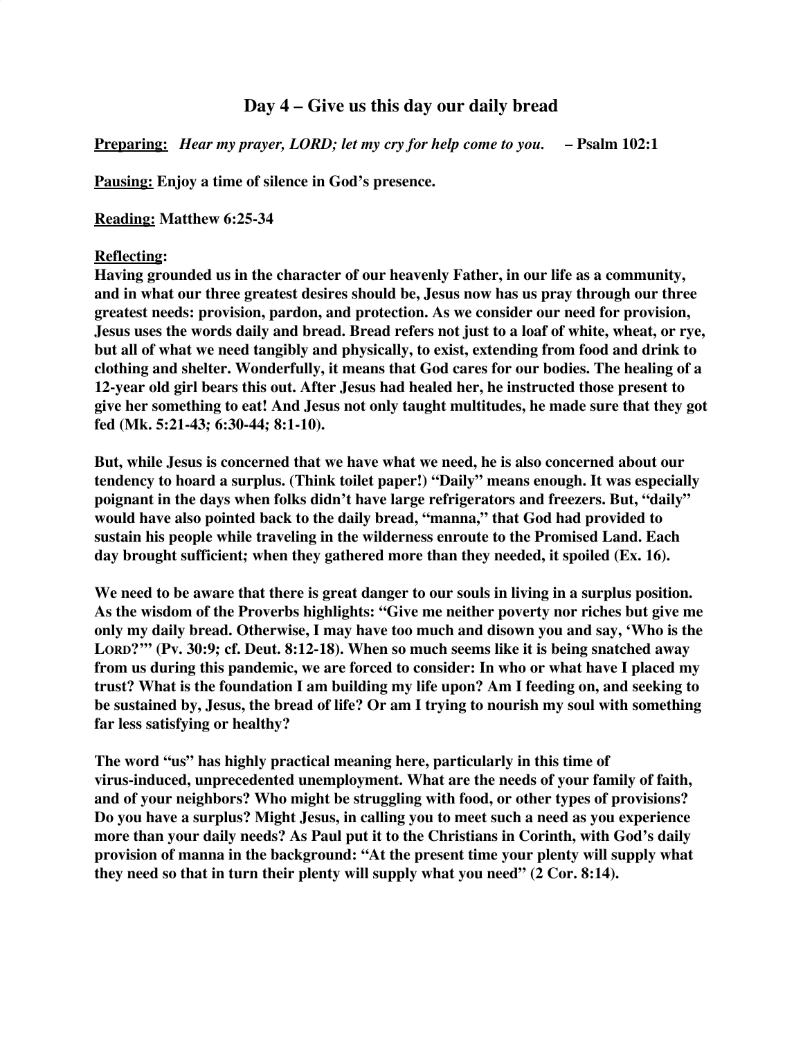# Day 4 – Give us this day our daily bread

**<u>Preparing:</u>** ***Hear my prayer, LORD; let my cry for help come to you.*** **– Psalm 102:1**

**<u>Pausing:</u> Enjoy a time of silence in God's presence.**

**<u>Reading:</u> Matthew 6:25-34**

**<u>Reflecting</u>:**

**Having grounded us in the character of our heavenly Father, in our life as a community, and in what our three greatest desires should be, Jesus now has us pray through our three greatest needs: provision, pardon, and protection. As we consider our need for provision, Jesus uses the words daily and bread. Bread refers not just to a loaf of white, wheat, or rye, but all of what we need tangibly and physically, to exist, extending from food and drink to clothing and shelter. Wonderfully, it means that God cares for our bodies. The healing of a 12-year old girl bears this out. After Jesus had healed her, he instructed those present to give her something to eat! And Jesus not only taught multitudes, he made sure that they got fed (Mk. 5:21-43; 6:30-44; 8:1-10).**

**But, while Jesus is concerned that we have what we need, he is also concerned about our tendency to hoard a surplus. (Think toilet paper!) "Daily" means enough. It was especially poignant in the days when folks didn't have large refrigerators and freezers. But, "daily" would have also pointed back to the daily bread, "manna," that God had provided to sustain his people while traveling in the wilderness enroute to the Promised Land. Each day brought sufficient; when they gathered more than they needed, it spoiled (Ex. 16).**

**We need to be aware that there is great danger to our souls in living in a surplus position. As the wisdom of the Proverbs highlights: "Give me neither poverty nor riches but give me only my daily bread. Otherwise, I may have too much and disown you and say, 'Who is the LORD?'" (Pv. 30:9; cf. Deut. 8:12-18). When so much seems like it is being snatched away from us during this pandemic, we are forced to consider: In who or what have I placed my trust? What is the foundation I am building my life upon? Am I feeding on, and seeking to be sustained by, Jesus, the bread of life? Or am I trying to nourish my soul with something far less satisfying or healthy?**

**The word "us" has highly practical meaning here, particularly in this time of virus-induced, unprecedented unemployment. What are the needs of your family of faith, and of your neighbors? Who might be struggling with food, or other types of provisions? Do you have a surplus? Might Jesus, in calling you to meet such a need as you experience more than your daily needs? As Paul put it to the Christians in Corinth, with God's daily provision of manna in the background: "At the present time your plenty will supply what they need so that in turn their plenty will supply what you need" (2 Cor. 8:14).**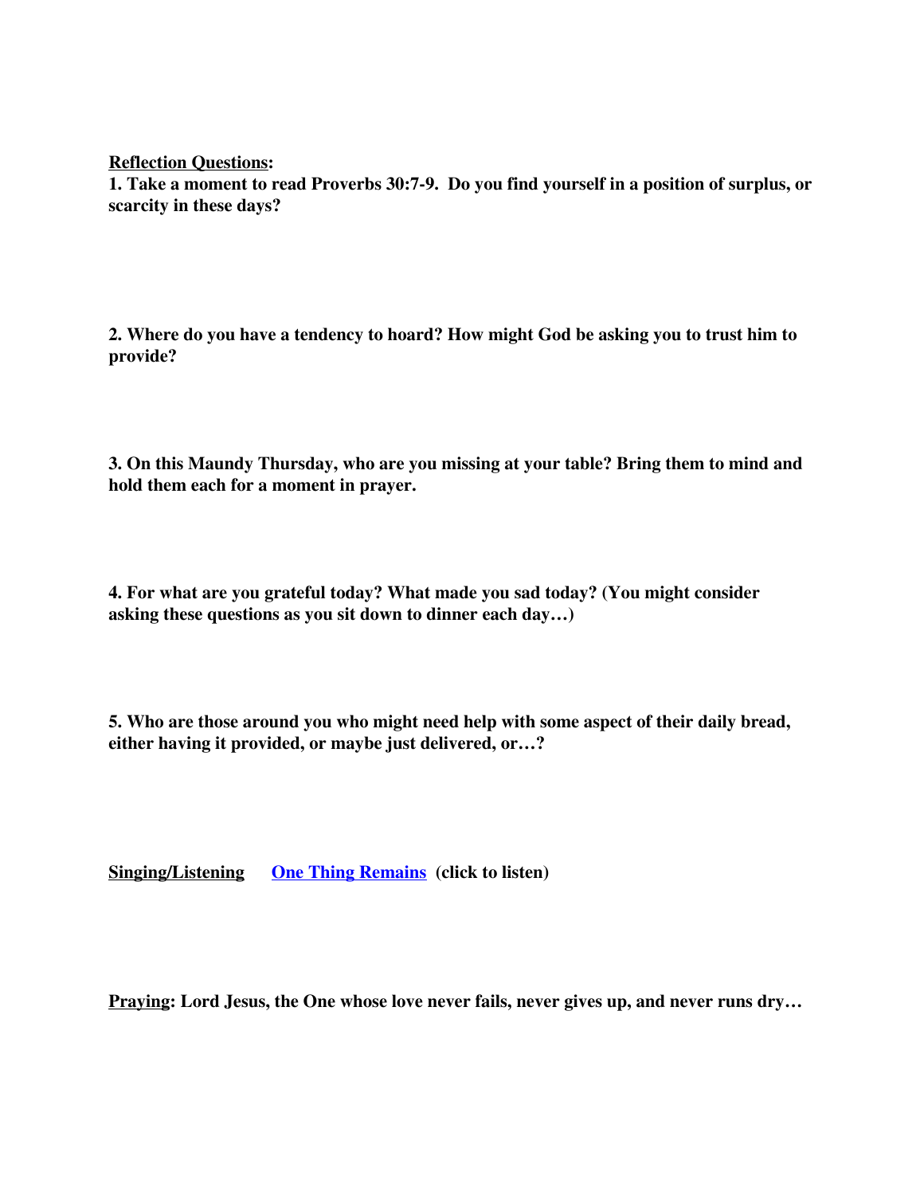**Reflection Questions:**

**1. Take a moment to read Proverbs 30:7-9. Do you find yourself in a position of surplus, or scarcity in these days?**

**2. Where do you have a tendency to hoard? How might God be asking you to trust him to provide?**

**3. On this Maundy Thursday, who are you missing at your table? Bring them to mind and hold them each for a moment in prayer.**

**4. For what are you grateful today? What made you sad today? (You might consider asking these questions as you sit down to dinner each day…)**

**5. Who are those around you who might need help with some aspect of their daily bread, either having it provided, or maybe just delivered, or…?**

**Singing/Listening** **One Thing Remains** **(click to listen)**

**Praying: Lord Jesus, the One whose love never fails, never gives up, and never runs dry…**